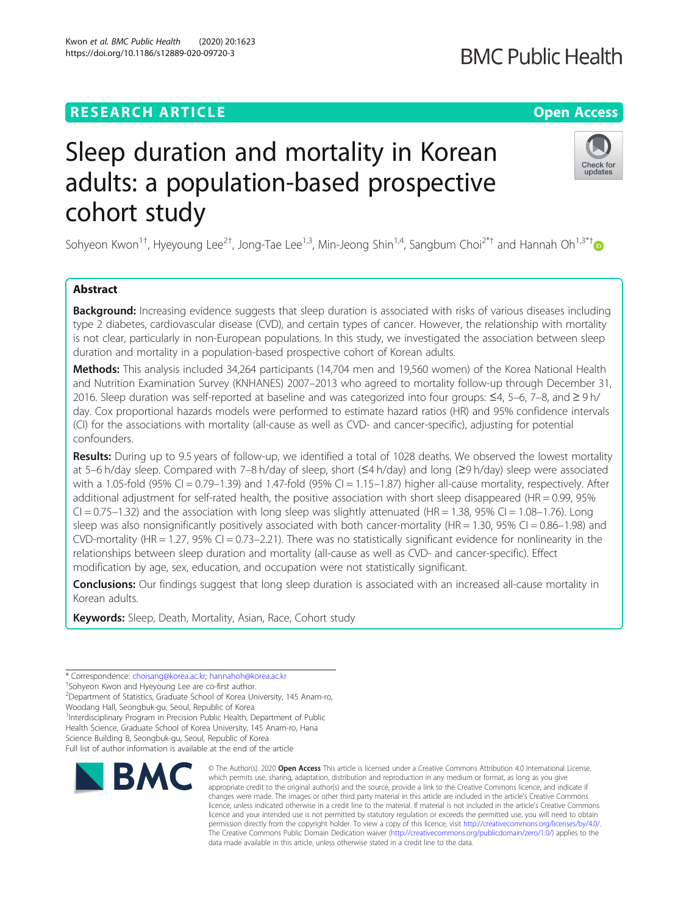RESEARCH ARTICLE

Open Access

# Sleep duration and mortality in Korean adults: a population-based prospective cohort study

Sohyeon Kwon[1†], Hyeyoung Lee[2†], Jong-Tae Lee[1,3], Min-Jeong Shin[1,4], Sangbum Choi[2*†] and Hannah Oh[1,3*†]

## Abstract

**Background:** Increasing evidence suggests that sleep duration is associated with risks of various diseases including type 2 diabetes, cardiovascular disease (CVD), and certain types of cancer. However, the relationship with mortality is not clear, particularly in non-European populations. In this study, we investigated the association between sleep duration and mortality in a population-based prospective cohort of Korean adults.

**Methods:** This analysis included 34,264 participants (14,704 men and 19,560 women) of the Korea National Health and Nutrition Examination Survey (KNHANES) 2007–2013 who agreed to mortality follow-up through December 31, 2016. Sleep duration was self-reported at baseline and was categorized into four groups: ≤4, 5–6, 7–8, and ≥ 9 h/day. Cox proportional hazards models were performed to estimate hazard ratios (HR) and 95% confidence intervals (CI) for the associations with mortality (all-cause as well as CVD- and cancer-specific), adjusting for potential confounders.

**Results:** During up to 9.5 years of follow-up, we identified a total of 1028 deaths. We observed the lowest mortality at 5–6 h/day sleep. Compared with 7–8 h/day of sleep, short (≤4 h/day) and long (≥9 h/day) sleep were associated with a 1.05-fold (95% CI = 0.79–1.39) and 1.47-fold (95% CI = 1.15–1.87) higher all-cause mortality, respectively. After additional adjustment for self-rated health, the positive association with short sleep disappeared (HR = 0.99, 95% CI = 0.75–1.32) and the association with long sleep was slightly attenuated (HR = 1.38, 95% CI = 1.08–1.76). Long sleep was also nonsignificantly positively associated with both cancer-mortality (HR = 1.30, 95% CI = 0.86–1.98) and CVD-mortality (HR = 1.27, 95% CI = 0.73–2.21). There was no statistically significant evidence for nonlinearity in the relationships between sleep duration and mortality (all-cause as well as CVD- and cancer-specific). Effect modification by age, sex, education, and occupation were not statistically significant.

**Conclusions:** Our findings suggest that long sleep duration is associated with an increased all-cause mortality in Korean adults.

**Keywords:** Sleep, Death, Mortality, Asian, Race, Cohort study

---

* Correspondence: choisang@korea.ac.kr; hannahoh@korea.ac.kr

†Sohyeon Kwon and Hyeyoung Lee are co-first author.

[2]Department of Statistics, Graduate School of Korea University, 145 Anam-ro, Woodang Hall, Seongbuk-gu, Seoul, Republic of Korea

[1]Interdisciplinary Program in Precision Public Health, Department of Public Health Science, Graduate School of Korea University, 145 Anam-ro, Hana Science Building B, Seongbuk-gu, Seoul, Republic of Korea

Full list of author information is available at the end of the article

© The Author(s). 2020 **Open Access** This article is licensed under a Creative Commons Attribution 4.0 International License, which permits use, sharing, adaptation, distribution and reproduction in any medium or format, as long as you give appropriate credit to the original author(s) and the source, provide a link to the Creative Commons licence, and indicate if changes were made. The images or other third party material in this article are included in the article's Creative Commons licence, unless indicated otherwise in a credit line to the material. If material is not included in the article's Creative Commons licence and your intended use is not permitted by statutory regulation or exceeds the permitted use, you will need to obtain permission directly from the copyright holder. To view a copy of this licence, visit http://creativecommons.org/licenses/by/4.0/. The Creative Commons Public Domain Dedication waiver (http://creativecommons.org/publicdomain/zero/1.0/) applies to the data made available in this article, unless otherwise stated in a credit line to the data.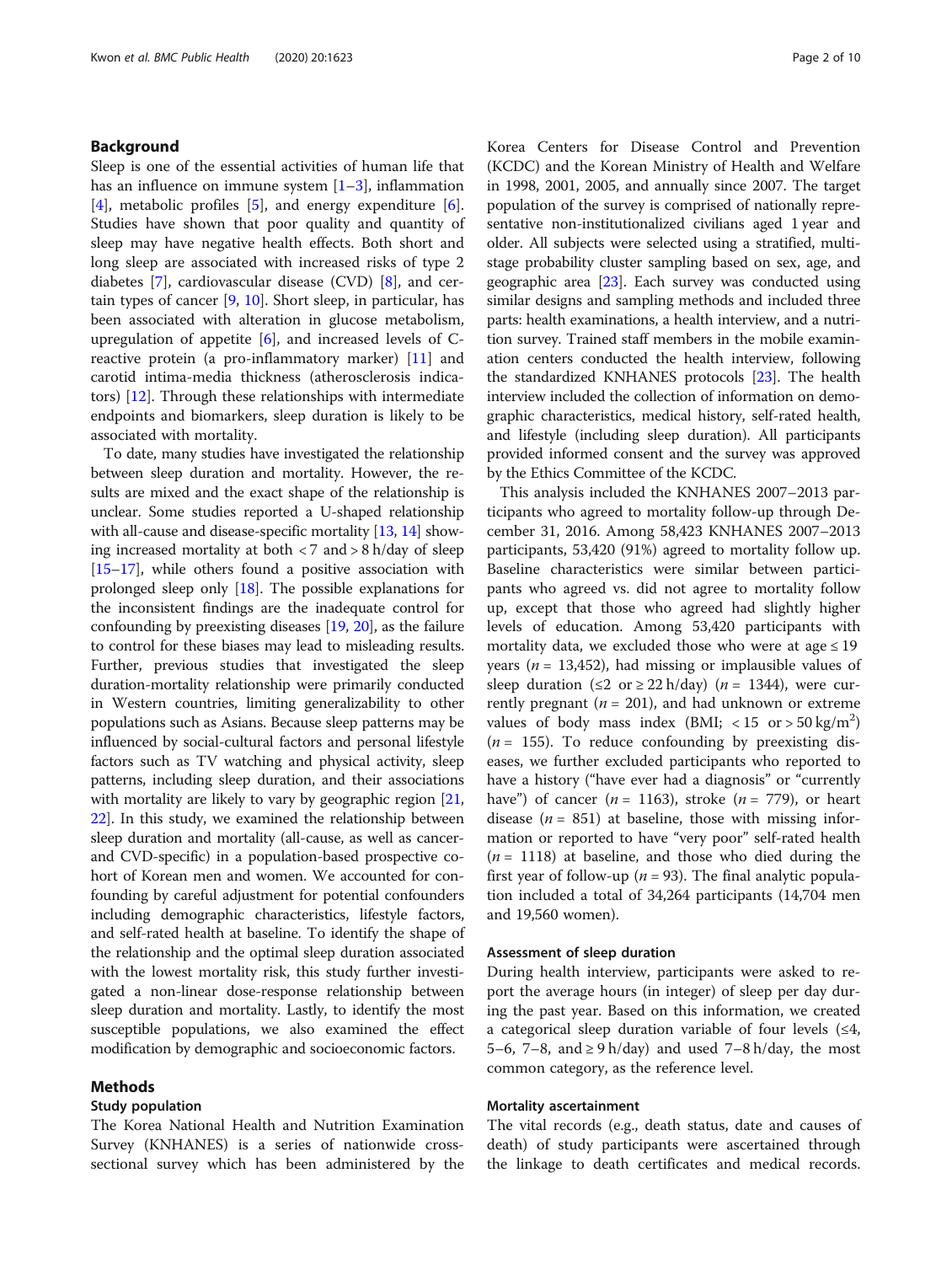## Background

Sleep is one of the essential activities of human life that has an influence on immune system [1–3], inflammation [4], metabolic profiles [5], and energy expenditure [6]. Studies have shown that poor quality and quantity of sleep may have negative health effects. Both short and long sleep are associated with increased risks of type 2 diabetes [7], cardiovascular disease (CVD) [8], and certain types of cancer [9, 10]. Short sleep, in particular, has been associated with alteration in glucose metabolism, upregulation of appetite [6], and increased levels of C-reactive protein (a pro-inflammatory marker) [11] and carotid intima-media thickness (atherosclerosis indicators) [12]. Through these relationships with intermediate endpoints and biomarkers, sleep duration is likely to be associated with mortality.

To date, many studies have investigated the relationship between sleep duration and mortality. However, the results are mixed and the exact shape of the relationship is unclear. Some studies reported a U-shaped relationship with all-cause and disease-specific mortality [13, 14] showing increased mortality at both < 7 and > 8 h/day of sleep [15–17], while others found a positive association with prolonged sleep only [18]. The possible explanations for the inconsistent findings are the inadequate control for confounding by preexisting diseases [19, 20], as the failure to control for these biases may lead to misleading results. Further, previous studies that investigated the sleep duration-mortality relationship were primarily conducted in Western countries, limiting generalizability to other populations such as Asians. Because sleep patterns may be influenced by social-cultural factors and personal lifestyle factors such as TV watching and physical activity, sleep patterns, including sleep duration, and their associations with mortality are likely to vary by geographic region [21, 22]. In this study, we examined the relationship between sleep duration and mortality (all-cause, as well as cancer- and CVD-specific) in a population-based prospective cohort of Korean men and women. We accounted for confounding by careful adjustment for potential confounders including demographic characteristics, lifestyle factors, and self-rated health at baseline. To identify the shape of the relationship and the optimal sleep duration associated with the lowest mortality risk, this study further investigated a non-linear dose-response relationship between sleep duration and mortality. Lastly, to identify the most susceptible populations, we also examined the effect modification by demographic and socioeconomic factors.

## Methods

### Study population

The Korea National Health and Nutrition Examination Survey (KNHANES) is a series of nationwide cross-sectional survey which has been administered by the Korea Centers for Disease Control and Prevention (KCDC) and the Korean Ministry of Health and Welfare in 1998, 2001, 2005, and annually since 2007. The target population of the survey is comprised of nationally representative non-institutionalized civilians aged 1 year and older. All subjects were selected using a stratified, multi-stage probability cluster sampling based on sex, age, and geographic area [23]. Each survey was conducted using similar designs and sampling methods and included three parts: health examinations, a health interview, and a nutrition survey. Trained staff members in the mobile examination centers conducted the health interview, following the standardized KNHANES protocols [23]. The health interview included the collection of information on demographic characteristics, medical history, self-rated health, and lifestyle (including sleep duration). All participants provided informed consent and the survey was approved by the Ethics Committee of the KCDC.

This analysis included the KNHANES 2007–2013 participants who agreed to mortality follow-up through December 31, 2016. Among 58,423 KNHANES 2007–2013 participants, 53,420 (91%) agreed to mortality follow up. Baseline characteristics were similar between participants who agreed vs. did not agree to mortality follow up, except that those who agreed had slightly higher levels of education. Among 53,420 participants with mortality data, we excluded those who were at age ≤ 19 years ($n$ = 13,452), had missing or implausible values of sleep duration (≤2 or ≥ 22 h/day) ($n$ = 1344), were currently pregnant ($n$ = 201), and had unknown or extreme values of body mass index (BMI; < 15 or > 50 kg/m$^2$) ($n$ = 155). To reduce confounding by preexisting diseases, we further excluded participants who reported to have a history ("have ever had a diagnosis" or "currently have") of cancer ($n$ = 1163), stroke ($n$ = 779), or heart disease ($n$ = 851) at baseline, those with missing information or reported to have "very poor" self-rated health ($n$ = 1118) at baseline, and those who died during the first year of follow-up ($n$ = 93). The final analytic population included a total of 34,264 participants (14,704 men and 19,560 women).

### Assessment of sleep duration

During health interview, participants were asked to report the average hours (in integer) of sleep per day during the past year. Based on this information, we created a categorical sleep duration variable of four levels (≤4, 5–6, 7–8, and ≥ 9 h/day) and used 7–8 h/day, the most common category, as the reference level.

### Mortality ascertainment

The vital records (e.g., death status, date and causes of death) of study participants were ascertained through the linkage to death certificates and medical records.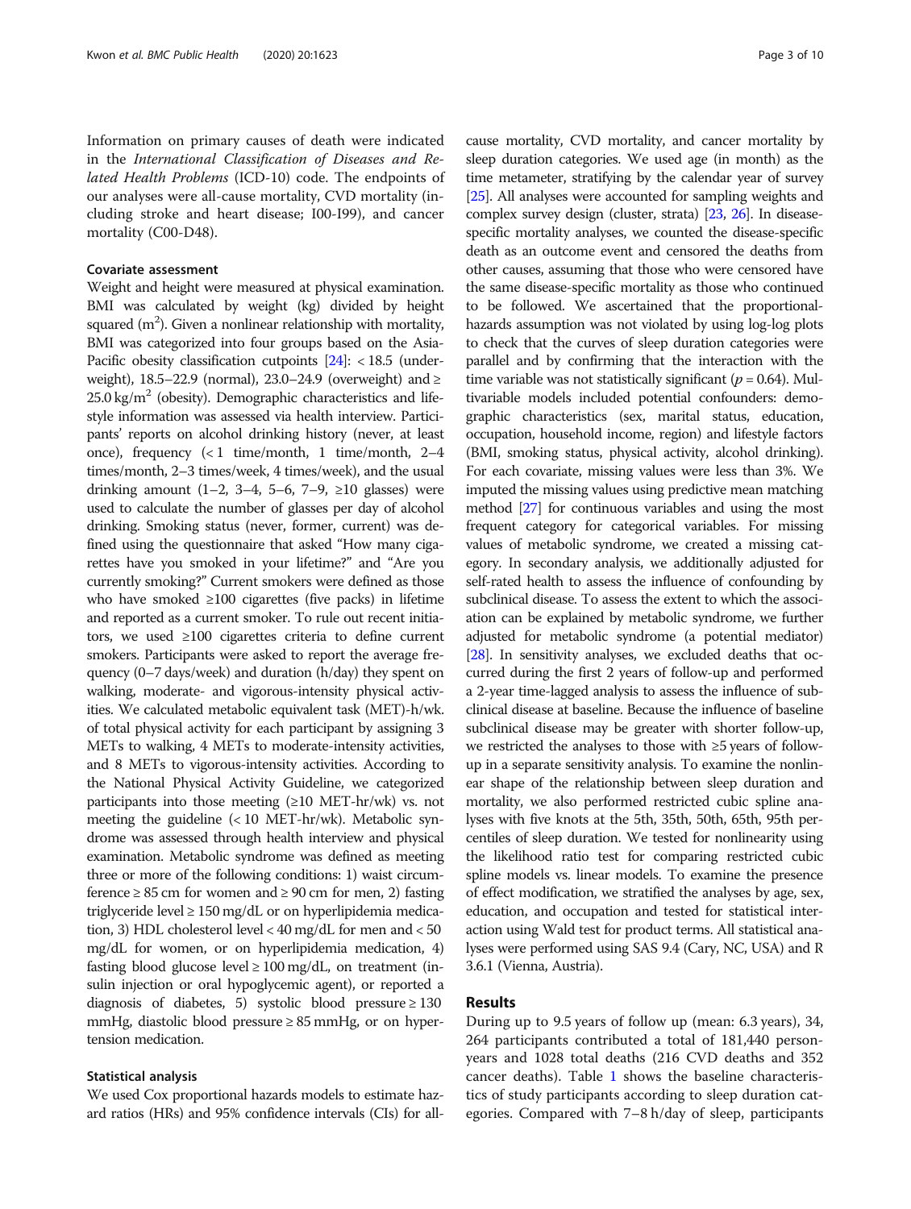Information on primary causes of death were indicated in the *International Classification of Diseases and Related Health Problems* (ICD-10) code. The endpoints of our analyses were all-cause mortality, CVD mortality (including stroke and heart disease; I00-I99), and cancer mortality (C00-D48).

### Covariate assessment

Weight and height were measured at physical examination. BMI was calculated by weight (kg) divided by height squared ($m^2$). Given a nonlinear relationship with mortality, BMI was categorized into four groups based on the Asia-Pacific obesity classification cutpoints [24]: < 18.5 (underweight), 18.5–22.9 (normal), 23.0–24.9 (overweight) and ≥ 25.0 $kg/m^2$ (obesity). Demographic characteristics and lifestyle information was assessed via health interview. Participants' reports on alcohol drinking history (never, at least once), frequency (< 1 time/month, 1 time/month, 2–4 times/month, 2–3 times/week, 4 times/week), and the usual drinking amount (1–2, 3–4, 5–6, 7–9, ≥10 glasses) were used to calculate the number of glasses per day of alcohol drinking. Smoking status (never, former, current) was defined using the questionnaire that asked "How many cigarettes have you smoked in your lifetime?" and "Are you currently smoking?" Current smokers were defined as those who have smoked ≥100 cigarettes (five packs) in lifetime and reported as a current smoker. To rule out recent initiators, we used ≥100 cigarettes criteria to define current smokers. Participants were asked to report the average frequency (0–7 days/week) and duration (h/day) they spent on walking, moderate- and vigorous-intensity physical activities. We calculated metabolic equivalent task (MET)-h/wk. of total physical activity for each participant by assigning 3 METs to walking, 4 METs to moderate-intensity activities, and 8 METs to vigorous-intensity activities. According to the National Physical Activity Guideline, we categorized participants into those meeting (≥10 MET-hr/wk) vs. not meeting the guideline (< 10 MET-hr/wk). Metabolic syndrome was assessed through health interview and physical examination. Metabolic syndrome was defined as meeting three or more of the following conditions: 1) waist circumference ≥ 85 cm for women and ≥ 90 cm for men, 2) fasting triglyceride level ≥ 150 mg/dL or on hyperlipidemia medication, 3) HDL cholesterol level < 40 mg/dL for men and < 50 mg/dL for women, or on hyperlipidemia medication, 4) fasting blood glucose level ≥ 100 mg/dL, on treatment (insulin injection or oral hypoglycemic agent), or reported a diagnosis of diabetes, 5) systolic blood pressure ≥ 130 mmHg, diastolic blood pressure ≥ 85 mmHg, or on hypertension medication.

### Statistical analysis

We used Cox proportional hazards models to estimate hazard ratios (HRs) and 95% confidence intervals (CIs) for all-cause mortality, CVD mortality, and cancer mortality by sleep duration categories. We used age (in month) as the time metameter, stratifying by the calendar year of survey [25]. All analyses were accounted for sampling weights and complex survey design (cluster, strata) [23, 26]. In disease-specific mortality analyses, we counted the disease-specific death as an outcome event and censored the deaths from other causes, assuming that those who were censored have the same disease-specific mortality as those who continued to be followed. We ascertained that the proportional-hazards assumption was not violated by using log-log plots to check that the curves of sleep duration categories were parallel and by confirming that the interaction with the time variable was not statistically significant ($p = 0.64$). Multivariable models included potential confounders: demographic characteristics (sex, marital status, education, occupation, household income, region) and lifestyle factors (BMI, smoking status, physical activity, alcohol drinking). For each covariate, missing values were less than 3%. We imputed the missing values using predictive mean matching method [27] for continuous variables and using the most frequent category for categorical variables. For missing values of metabolic syndrome, we created a missing category. In secondary analysis, we additionally adjusted for self-rated health to assess the influence of confounding by subclinical disease. To assess the extent to which the association can be explained by metabolic syndrome, we further adjusted for metabolic syndrome (a potential mediator) [28]. In sensitivity analyses, we excluded deaths that occurred during the first 2 years of follow-up and performed a 2-year time-lagged analysis to assess the influence of subclinical disease at baseline. Because the influence of baseline subclinical disease may be greater with shorter follow-up, we restricted the analyses to those with ≥5 years of follow-up in a separate sensitivity analysis. To examine the nonlinear shape of the relationship between sleep duration and mortality, we also performed restricted cubic spline analyses with five knots at the 5th, 35th, 50th, 65th, 95th percentiles of sleep duration. We tested for nonlinearity using the likelihood ratio test for comparing restricted cubic spline models vs. linear models. To examine the presence of effect modification, we stratified the analyses by age, sex, education, and occupation and tested for statistical interaction using Wald test for product terms. All statistical analyses were performed using SAS 9.4 (Cary, NC, USA) and R 3.6.1 (Vienna, Austria).

## Results

During up to 9.5 years of follow up (mean: 6.3 years), 34,264 participants contributed a total of 181,440 person-years and 1028 total deaths (216 CVD deaths and 352 cancer deaths). Table 1 shows the baseline characteristics of study participants according to sleep duration categories. Compared with 7–8 h/day of sleep, participants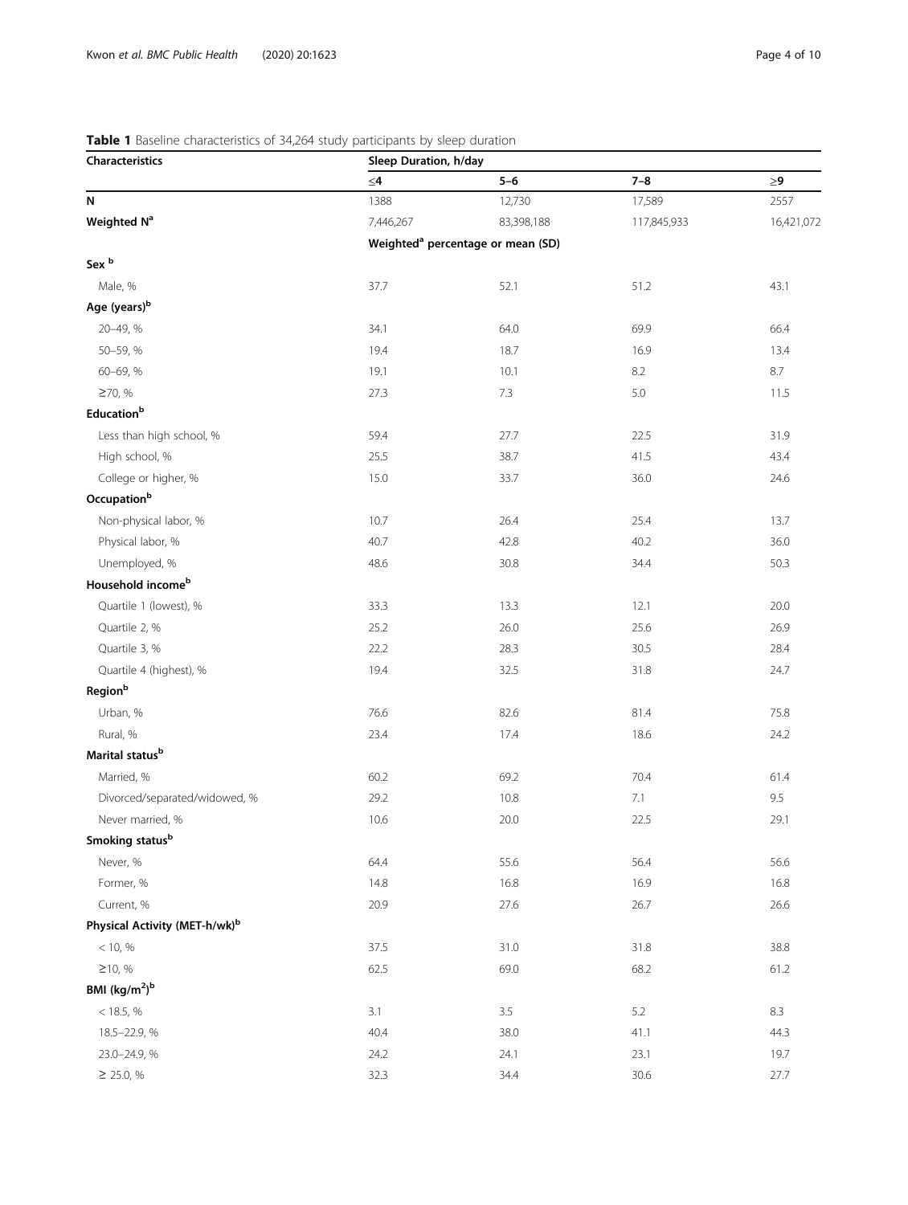**Table 1** Baseline characteristics of 34,264 study participants by sleep duration

| Characteristics | Sleep Duration, h/day | | | |
|---|---|---|---|---|
| | ≤4 | 5–6 | 7–8 | ≥9 |
| **N** | 1388 | 12,730 | 17,589 | 2557 |
| **Weighted N[a]** | 7,446,267 | 83,398,188 | 117,845,933 | 16,421,072 |
| | Weighted[a] percentage or mean (SD) | | | |
| **Sex [b]** | | | | |
| Male, % | 37.7 | 52.1 | 51.2 | 43.1 |
| **Age (years)[b]** | | | | |
| 20–49, % | 34.1 | 64.0 | 69.9 | 66.4 |
| 50–59, % | 19.4 | 18.7 | 16.9 | 13.4 |
| 60–69, % | 19.1 | 10.1 | 8.2 | 8.7 |
| ≥70, % | 27.3 | 7.3 | 5.0 | 11.5 |
| **Education[b]** | | | | |
| Less than high school, % | 59.4 | 27.7 | 22.5 | 31.9 |
| High school, % | 25.5 | 38.7 | 41.5 | 43.4 |
| College or higher, % | 15.0 | 33.7 | 36.0 | 24.6 |
| **Occupation[b]** | | | | |
| Non-physical labor, % | 10.7 | 26.4 | 25.4 | 13.7 |
| Physical labor, % | 40.7 | 42.8 | 40.2 | 36.0 |
| Unemployed, % | 48.6 | 30.8 | 34.4 | 50.3 |
| **Household income[b]** | | | | |
| Quartile 1 (lowest), % | 33.3 | 13.3 | 12.1 | 20.0 |
| Quartile 2, % | 25.2 | 26.0 | 25.6 | 26.9 |
| Quartile 3, % | 22.2 | 28.3 | 30.5 | 28.4 |
| Quartile 4 (highest), % | 19.4 | 32.5 | 31.8 | 24.7 |
| **Region[b]** | | | | |
| Urban, % | 76.6 | 82.6 | 81.4 | 75.8 |
| Rural, % | 23.4 | 17.4 | 18.6 | 24.2 |
| **Marital status[b]** | | | | |
| Married, % | 60.2 | 69.2 | 70.4 | 61.4 |
| Divorced/separated/widowed, % | 29.2 | 10.8 | 7.1 | 9.5 |
| Never married, % | 10.6 | 20.0 | 22.5 | 29.1 |
| **Smoking status[b]** | | | | |
| Never, % | 64.4 | 55.6 | 56.4 | 56.6 |
| Former, % | 14.8 | 16.8 | 16.9 | 16.8 |
| Current, % | 20.9 | 27.6 | 26.7 | 26.6 |
| **Physical Activity (MET-h/wk)[b]** | | | | |
| < 10, % | 37.5 | 31.0 | 31.8 | 38.8 |
| ≥10, % | 62.5 | 69.0 | 68.2 | 61.2 |
| **BMI ($kg/m^2$)[b]** | | | | |
| < 18.5, % | 3.1 | 3.5 | 5.2 | 8.3 |
| 18.5–22.9, % | 40.4 | 38.0 | 41.1 | 44.3 |
| 23.0–24.9, % | 24.2 | 24.1 | 23.1 | 19.7 |
| ≥ 25.0, % | 32.3 | 34.4 | 30.6 | 27.7 |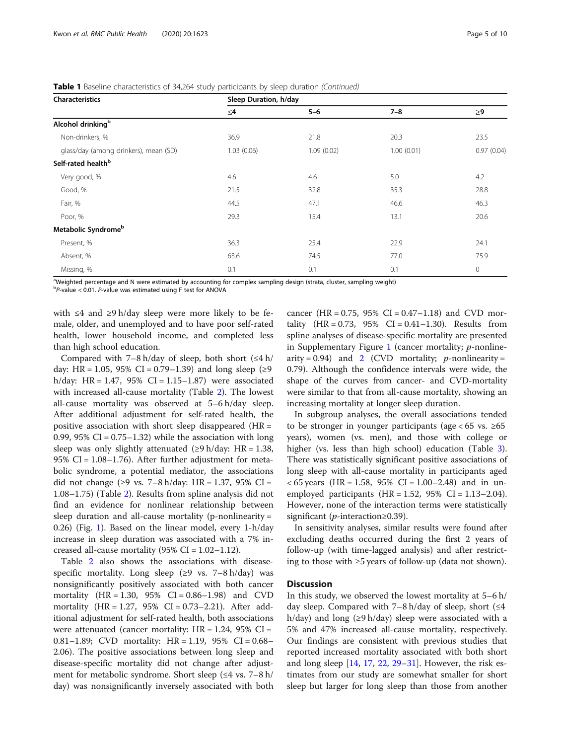**Table 1** Baseline characteristics of 34,264 study participants by sleep duration *(Continued)*

| Characteristics | Sleep Duration, h/day | | | |
|---|---|---|---|---|
| | ≤4 | 5–6 | 7–8 | ≥9 |
| **Alcohol drinking**[b] | | | | |
| Non-drinkers, % | 36.9 | 21.8 | 20.3 | 23.5 |
| glass/day (among drinkers), mean (SD) | 1.03 (0.06) | 1.09 (0.02) | 1.00 (0.01) | 0.97 (0.04) |
| **Self-rated health**[b] | | | | |
| Very good, % | 4.6 | 4.6 | 5.0 | 4.2 |
| Good, % | 21.5 | 32.8 | 35.3 | 28.8 |
| Fair, % | 44.5 | 47.1 | 46.6 | 46.3 |
| Poor, % | 29.3 | 15.4 | 13.1 | 20.6 |
| **Metabolic Syndrome**[b] | | | | |
| Present, % | 36.3 | 25.4 | 22.9 | 24.1 |
| Absent, % | 63.6 | 74.5 | 77.0 | 75.9 |
| Missing, % | 0.1 | 0.1 | 0.1 | 0 |

[a]Weighted percentage and N were estimated by accounting for complex sampling design (strata, cluster, sampling weight)
[b]*P*-value < 0.01. *P*-value was estimated using F test for ANOVA

with ≤4 and ≥9 h/day sleep were more likely to be female, older, and unemployed and to have poor self-rated health, lower household income, and completed less than high school education.

Compared with 7–8 h/day of sleep, both short (≤4 h/day: HR = 1.05, 95% CI = 0.79–1.39) and long sleep (≥9 h/day: HR = 1.47, 95% CI = 1.15–1.87) were associated with increased all-cause mortality (Table 2). The lowest all-cause mortality was observed at 5–6 h/day sleep. After additional adjustment for self-rated health, the positive association with short sleep disappeared (HR = 0.99, 95% CI = 0.75–1.32) while the association with long sleep was only slightly attenuated (≥9 h/day: HR = 1.38, 95% CI = 1.08–1.76). After further adjustment for metabolic syndrome, a potential mediator, the associations did not change (≥9 vs. 7–8 h/day: HR = 1.37, 95% CI = 1.08–1.75) (Table 2). Results from spline analysis did not find an evidence for nonlinear relationship between sleep duration and all-cause mortality (p-nonlinearity = 0.26) (Fig. 1). Based on the linear model, every 1-h/day increase in sleep duration was associated with a 7% increased all-cause mortality (95% CI = 1.02–1.12).

Table 2 also shows the associations with disease-specific mortality. Long sleep (≥9 vs. 7–8 h/day) was nonsignificantly positively associated with both cancer mortality (HR = 1.30, 95% CI = 0.86–1.98) and CVD mortality (HR = 1.27, 95% CI = 0.73–2.21). After additional adjustment for self-rated health, both associations were attenuated (cancer mortality: HR = 1.24, 95% CI = 0.81–1.89; CVD mortality: HR = 1.19, 95% CI = 0.68–2.06). The positive associations between long sleep and disease-specific mortality did not change after adjustment for metabolic syndrome. Short sleep (≤4 vs. 7–8 h/day) was nonsignificantly inversely associated with both cancer (HR = 0.75, 95% CI = 0.47–1.18) and CVD mortality (HR = 0.73, 95% CI = 0.41–1.30). Results from spline analyses of disease-specific mortality are presented in Supplementary Figure 1 (cancer mortality; *p*-nonlinearity = 0.94) and 2 (CVD mortality; *p*-nonlinearity = 0.79). Although the confidence intervals were wide, the shape of the curves from cancer- and CVD-mortality were similar to that from all-cause mortality, showing an increasing mortality at longer sleep duration.

In subgroup analyses, the overall associations tended to be stronger in younger participants (age < 65 vs. ≥65 years), women (vs. men), and those with college or higher (vs. less than high school) education (Table 3). There was statistically significant positive associations of long sleep with all-cause mortality in participants aged < 65 years (HR = 1.58, 95% CI = 1.00–2.48) and in unemployed participants (HR = 1.52, 95% CI = 1.13–2.04). However, none of the interaction terms were statistically significant (*p*-interaction≥0.39).

In sensitivity analyses, similar results were found after excluding deaths occurred during the first 2 years of follow-up (with time-lagged analysis) and after restricting to those with ≥5 years of follow-up (data not shown).

## Discussion

In this study, we observed the lowest mortality at 5–6 h/day sleep. Compared with 7–8 h/day of sleep, short (≤4 h/day) and long (≥9 h/day) sleep were associated with a 5% and 47% increased all-cause mortality, respectively. Our findings are consistent with previous studies that reported increased mortality associated with both short and long sleep [14, 17, 22, 29–31]. However, the risk estimates from our study are somewhat smaller for short sleep but larger for long sleep than those from another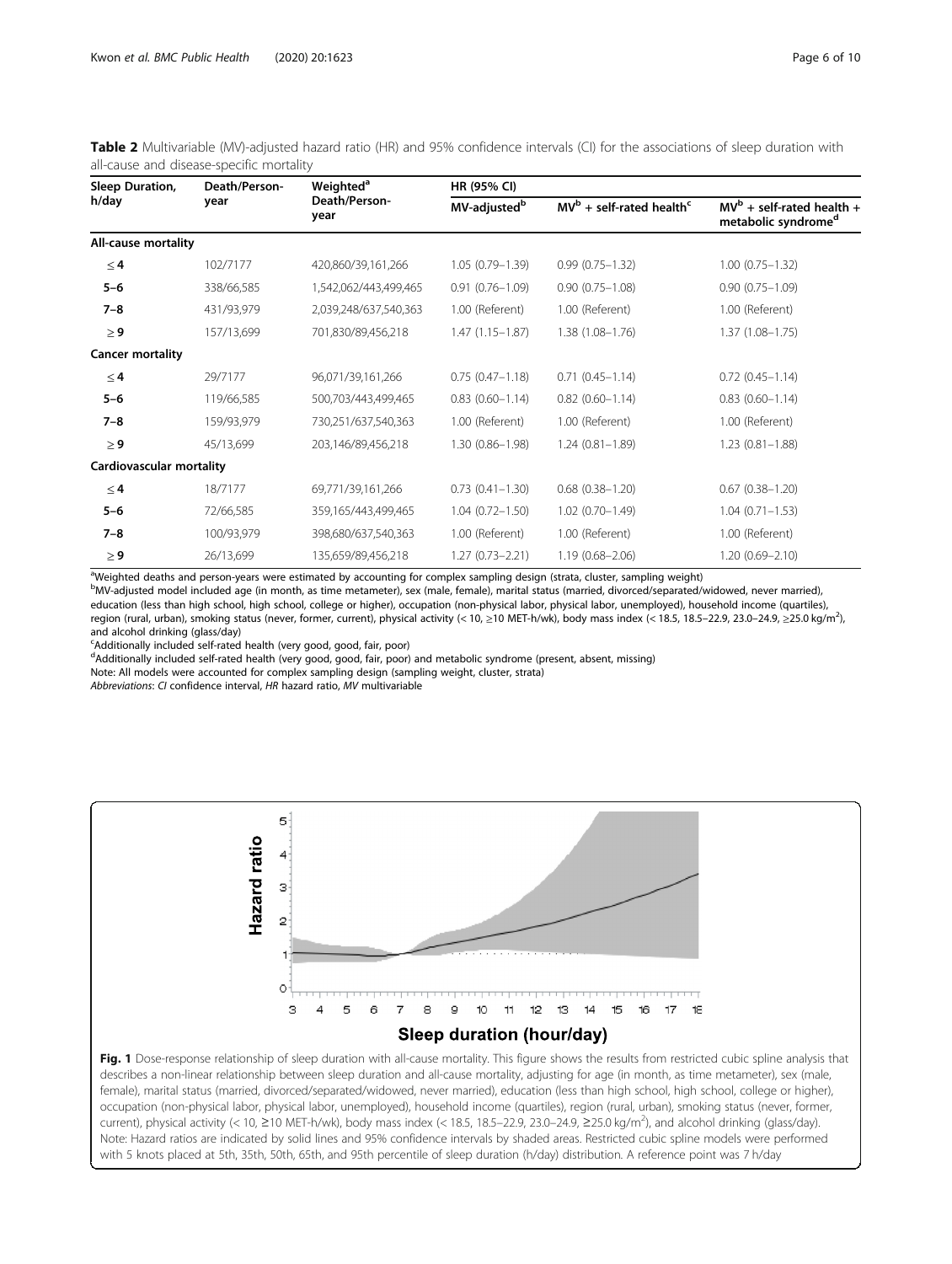**Table 2** Multivariable (MV)-adjusted hazard ratio (HR) and 95% confidence intervals (CI) for the associations of sleep duration with all-cause and disease-specific mortality

| Sleep Duration, h/day | Death/Person-year | Weighted[a] Death/Person-year | HR (95% CI) | | |
|---|---|---|---|---|---|
| | | | MV-adjusted[b] | MV[b] + self-rated health[c] | MV[b] + self-rated health + metabolic syndrome[d] |
| **All-cause mortality** | | | | | |
| ≤ 4 | 102/7177 | 420,860/39,161,266 | 1.05 (0.79–1.39) | 0.99 (0.75–1.32) | 1.00 (0.75–1.32) |
| 5–6 | 338/66,585 | 1,542,062/443,499,465 | 0.91 (0.76–1.09) | 0.90 (0.75–1.08) | 0.90 (0.75–1.09) |
| 7–8 | 431/93,979 | 2,039,248/637,540,363 | 1.00 (Referent) | 1.00 (Referent) | 1.00 (Referent) |
| ≥ 9 | 157/13,699 | 701,830/89,456,218 | 1.47 (1.15–1.87) | 1.38 (1.08–1.76) | 1.37 (1.08–1.75) |
| **Cancer mortality** | | | | | |
| ≤ 4 | 29/7177 | 96,071/39,161,266 | 0.75 (0.47–1.18) | 0.71 (0.45–1.14) | 0.72 (0.45–1.14) |
| 5–6 | 119/66,585 | 500,703/443,499,465 | 0.83 (0.60–1.14) | 0.82 (0.60–1.14) | 0.83 (0.60–1.14) |
| 7–8 | 159/93,979 | 730,251/637,540,363 | 1.00 (Referent) | 1.00 (Referent) | 1.00 (Referent) |
| ≥ 9 | 45/13,699 | 203,146/89,456,218 | 1.30 (0.86–1.98) | 1.24 (0.81–1.89) | 1.23 (0.81–1.88) |
| **Cardiovascular mortality** | | | | | |
| ≤ 4 | 18/7177 | 69,771/39,161,266 | 0.73 (0.41–1.30) | 0.68 (0.38–1.20) | 0.67 (0.38–1.20) |
| 5–6 | 72/66,585 | 359,165/443,499,465 | 1.04 (0.72–1.50) | 1.02 (0.70–1.49) | 1.04 (0.71–1.53) |
| 7–8 | 100/93,979 | 398,680/637,540,363 | 1.00 (Referent) | 1.00 (Referent) | 1.00 (Referent) |
| ≥ 9 | 26/13,699 | 135,659/89,456,218 | 1.27 (0.73–2.21) | 1.19 (0.68–2.06) | 1.20 (0.69–2.10) |

[a]Weighted deaths and person-years were estimated by accounting for complex sampling design (strata, cluster, sampling weight)
[b]MV-adjusted model included age (in month, as time metameter), sex (male, female), marital status (married, divorced/separated/widowed, never married), education (less than high school, high school, college or higher), occupation (non-physical labor, physical labor, unemployed), household income (quartiles), region (rural, urban), smoking status (never, former, current), physical activity (< 10, ≥10 MET-h/wk), body mass index (< 18.5, 18.5–22.9, 23.0–24.9, ≥25.0 kg/m$^2$), and alcohol drinking (glass/day)
[c]Additionally included self-rated health (very good, good, fair, poor)
[d]Additionally included self-rated health (very good, good, fair, poor) and metabolic syndrome (present, absent, missing)
Note: All models were accounted for complex sampling design (sampling weight, cluster, strata)
*Abbreviations*: *CI* confidence interval, *HR* hazard ratio, *MV* multivariable

**Fig. 1** Dose-response relationship of sleep duration with all-cause mortality. This figure shows the results from restricted cubic spline analysis that describes a non-linear relationship between sleep duration and all-cause mortality, adjusting for age (in month, as time metameter), sex (male, female), marital status (married, divorced/separated/widowed, never married), education (less than high school, high school, college or higher), occupation (non-physical labor, physical labor, unemployed), household income (quartiles), region (rural, urban), smoking status (never, former, current), physical activity (< 10, ≥10 MET-h/wk), body mass index (< 18.5, 18.5–22.9, 23.0–24.9, ≥25.0 kg/m$^2$), and alcohol drinking (glass/day). Note: Hazard ratios are indicated by solid lines and 95% confidence intervals by shaded areas. Restricted cubic spline models were performed with 5 knots placed at 5th, 35th, 50th, 65th, and 95th percentile of sleep duration (h/day) distribution. A reference point was 7 h/day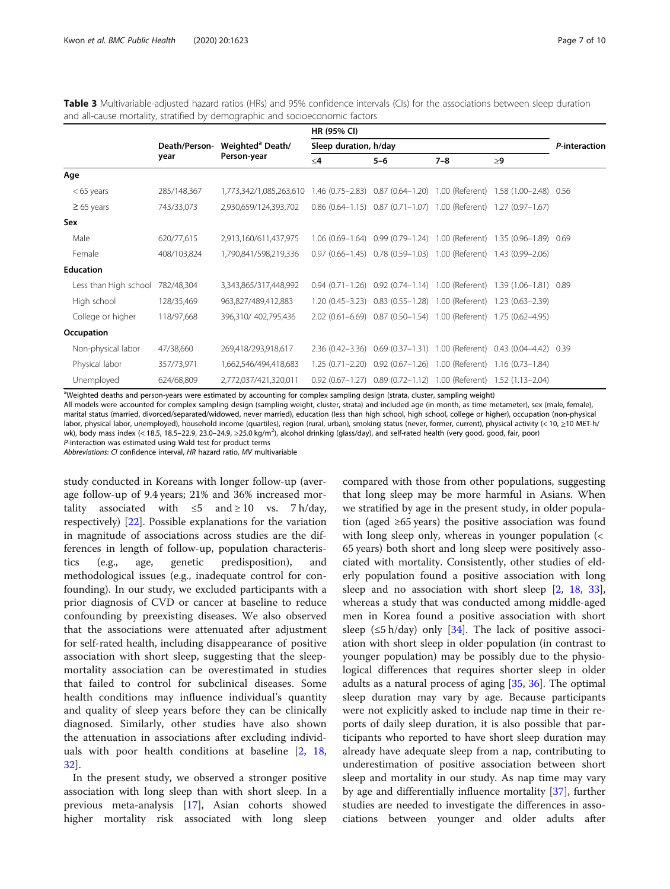**Table 3** Multivariable-adjusted hazard ratios (HRs) and 95% confidence intervals (CIs) for the associations between sleep duration and all-cause mortality, stratified by demographic and socioeconomic factors

| | Death/Person-year | Weighted[a] Death/Person-year | HR (95% CI) | | | | *P*-interaction |
|---|---|---|---|---|---|---|---|
| | | | Sleep duration, h/day | | | | |
| | | | ≤4 | 5–6 | 7–8 | ≥9 | |
| **Age** | | | | | | | |
| < 65 years | 285/148,367 | 1,773,342/1,085,263,610 | 1.46 (0.75–2.83) | 0.87 (0.64–1.20) | 1.00 (Referent) | 1.58 (1.00–2.48) | 0.56 |
| ≥ 65 years | 743/33,073 | 2,930,659/124,393,702 | 0.86 (0.64–1.15) | 0.87 (0.71–1.07) | 1.00 (Referent) | 1.27 (0.97–1.67) | |
| **Sex** | | | | | | | |
| Male | 620/77,615 | 2,913,160/611,437,975 | 1.06 (0.69–1.64) | 0.99 (0.79–1.24) | 1.00 (Referent) | 1.35 (0.96–1.89) | 0.69 |
| Female | 408/103,824 | 1,790,841/598,219,336 | 0.97 (0.66–1.45) | 0.78 (0.59–1.03) | 1.00 (Referent) | 1.43 (0.99–2.06) | |
| **Education** | | | | | | | |
| Less than High school | 782/48,304 | 3,343,865/317,448,992 | 0.94 (0.71–1.26) | 0.92 (0.74–1.14) | 1.00 (Referent) | 1.39 (1.06–1.81) | 0.89 |
| High school | 128/35,469 | 963,827/489,412,883 | 1.20 (0.45–3.23) | 0.83 (0.55–1.28) | 1.00 (Referent) | 1.23 (0.63–2.39) | |
| College or higher | 118/97,668 | 396,310/ 402,795,436 | 2.02 (0.61–6.69) | 0.87 (0.50–1.54) | 1.00 (Referent) | 1.75 (0.62–4.95) | |
| **Occupation** | | | | | | | |
| Non-physical labor | 47/38,660 | 269,418/293,918,617 | 2.36 (0.42–3.36) | 0.69 (0.37–1.31) | 1.00 (Referent) | 0.43 (0.04–4.42) | 0.39 |
| Physical labor | 357/73,971 | 1,662,546/494,418,683 | 1.25 (0.71–2.20) | 0.92 (0.67–1.26) | 1.00 (Referent) | 1.16 (0.73–1.84) | |
| Unemployed | 624/68,809 | 2,772,037/421,320,011 | 0.92 (0.67–1.27) | 0.89 (0.72–1.12) | 1.00 (Referent) | 1.52 (1.13–2.04) | |

[a]Weighted deaths and person-years were estimated by accounting for complex sampling design (strata, cluster, sampling weight)
All models were accounted for complex sampling design (sampling weight, cluster, strata) and included age (in month, as time metameter), sex (male, female), marital status (married, divorced/separated/widowed, never married), education (less than high school, high school, college or higher), occupation (non-physical labor, physical labor, unemployed), household income (quartiles), region (rural, urban), smoking status (never, former, current), physical activity (< 10, ≥10 MET-h/wk), body mass index (< 18.5, 18.5–22.9, 23.0–24.9, ≥25.0 kg/m$^2$), alcohol drinking (glass/day), and self-rated health (very good, good, fair, poor)
*P*-interaction was estimated using Wald test for product terms
*Abbreviations*: *CI* confidence interval, *HR* hazard ratio, *MV* multivariable

study conducted in Koreans with longer follow-up (average follow-up of 9.4 years; 21% and 36% increased mortality associated with ≤5 and ≥ 10 vs. 7 h/day, respectively) [22]. Possible explanations for the variation in magnitude of associations across studies are the differences in length of follow-up, population characteristics (e.g., age, genetic predisposition), and methodological issues (e.g., inadequate control for confounding). In our study, we excluded participants with a prior diagnosis of CVD or cancer at baseline to reduce confounding by preexisting diseases. We also observed that the associations were attenuated after adjustment for self-rated health, including disappearance of positive association with short sleep, suggesting that the sleep-mortality association can be overestimated in studies that failed to control for subclinical diseases. Some health conditions may influence individual's quantity and quality of sleep years before they can be clinically diagnosed. Similarly, other studies have also shown the attenuation in associations after excluding individuals with poor health conditions at baseline [2, 18, 32].

In the present study, we observed a stronger positive association with long sleep than with short sleep. In a previous meta-analysis [17], Asian cohorts showed higher mortality risk associated with long sleep compared with those from other populations, suggesting that long sleep may be more harmful in Asians. When we stratified by age in the present study, in older population (aged ≥65 years) the positive association was found with long sleep only, whereas in younger population (< 65 years) both short and long sleep were positively associated with mortality. Consistently, other studies of elderly population found a positive association with long sleep and no association with short sleep [2, 18, 33], whereas a study that was conducted among middle-aged men in Korea found a positive association with short sleep (≤5 h/day) only [34]. The lack of positive association with short sleep in older population (in contrast to younger population) may be possibly due to the physiological differences that requires shorter sleep in older adults as a natural process of aging [35, 36]. The optimal sleep duration may vary by age. Because participants were not explicitly asked to include nap time in their reports of daily sleep duration, it is also possible that participants who reported to have short sleep duration may already have adequate sleep from a nap, contributing to underestimation of positive association between short sleep and mortality in our study. As nap time may vary by age and differentially influence mortality [37], further studies are needed to investigate the differences in associations between younger and older adults after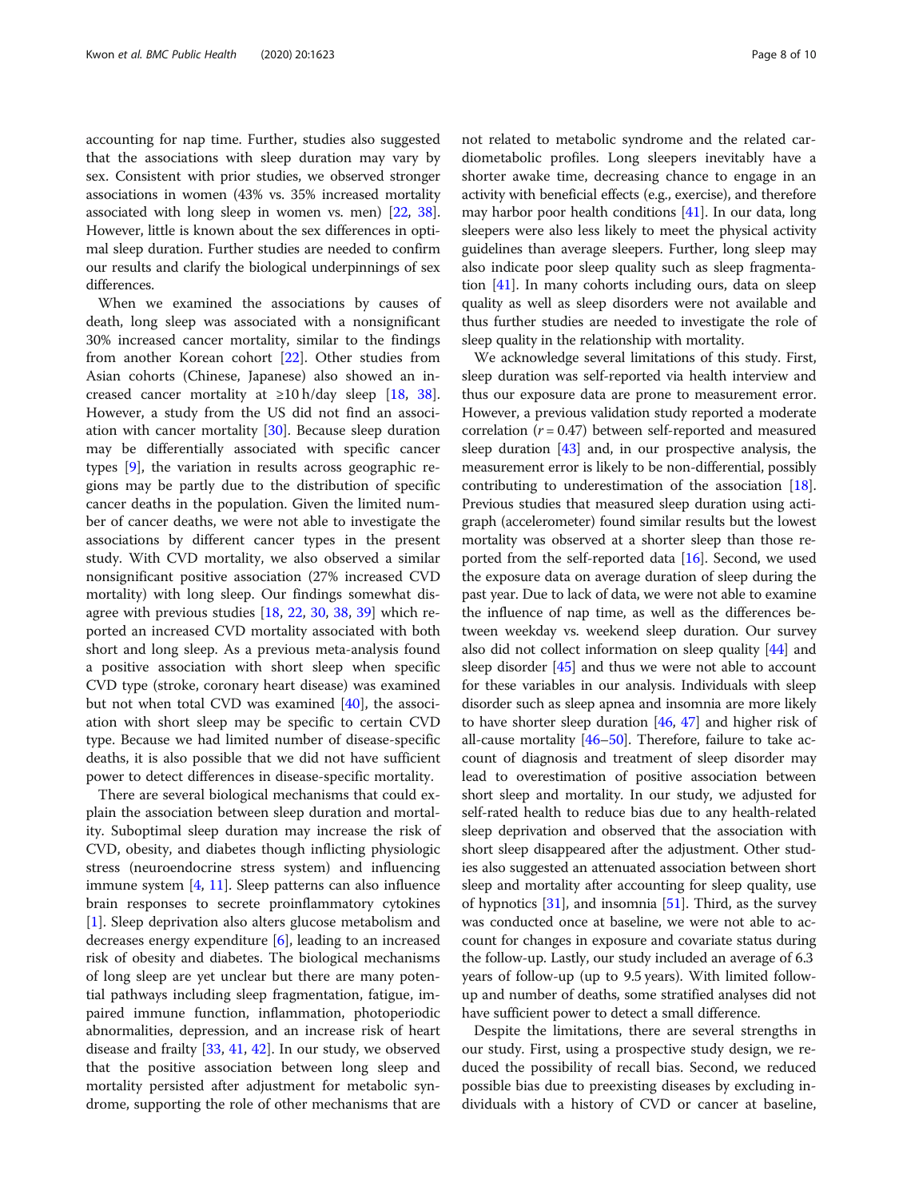accounting for nap time. Further, studies also suggested that the associations with sleep duration may vary by sex. Consistent with prior studies, we observed stronger associations in women (43% vs. 35% increased mortality associated with long sleep in women vs. men) [22, 38]. However, little is known about the sex differences in optimal sleep duration. Further studies are needed to confirm our results and clarify the biological underpinnings of sex differences.

When we examined the associations by causes of death, long sleep was associated with a nonsignificant 30% increased cancer mortality, similar to the findings from another Korean cohort [22]. Other studies from Asian cohorts (Chinese, Japanese) also showed an increased cancer mortality at ≥10 h/day sleep [18, 38]. However, a study from the US did not find an association with cancer mortality [30]. Because sleep duration may be differentially associated with specific cancer types [9], the variation in results across geographic regions may be partly due to the distribution of specific cancer deaths in the population. Given the limited number of cancer deaths, we were not able to investigate the associations by different cancer types in the present study. With CVD mortality, we also observed a similar nonsignificant positive association (27% increased CVD mortality) with long sleep. Our findings somewhat disagree with previous studies [18, 22, 30, 38, 39] which reported an increased CVD mortality associated with both short and long sleep. As a previous meta-analysis found a positive association with short sleep when specific CVD type (stroke, coronary heart disease) was examined but not when total CVD was examined [40], the association with short sleep may be specific to certain CVD type. Because we had limited number of disease-specific deaths, it is also possible that we did not have sufficient power to detect differences in disease-specific mortality.

There are several biological mechanisms that could explain the association between sleep duration and mortality. Suboptimal sleep duration may increase the risk of CVD, obesity, and diabetes though inflicting physiologic stress (neuroendocrine stress system) and influencing immune system [4, 11]. Sleep patterns can also influence brain responses to secrete proinflammatory cytokines [1]. Sleep deprivation also alters glucose metabolism and decreases energy expenditure [6], leading to an increased risk of obesity and diabetes. The biological mechanisms of long sleep are yet unclear but there are many potential pathways including sleep fragmentation, fatigue, impaired immune function, inflammation, photoperiodic abnormalities, depression, and an increase risk of heart disease and frailty [33, 41, 42]. In our study, we observed that the positive association between long sleep and mortality persisted after adjustment for metabolic syndrome, supporting the role of other mechanisms that are not related to metabolic syndrome and the related cardiometabolic profiles. Long sleepers inevitably have a shorter awake time, decreasing chance to engage in an activity with beneficial effects (e.g., exercise), and therefore may harbor poor health conditions [41]. In our data, long sleepers were also less likely to meet the physical activity guidelines than average sleepers. Further, long sleep may also indicate poor sleep quality such as sleep fragmentation [41]. In many cohorts including ours, data on sleep quality as well as sleep disorders were not available and thus further studies are needed to investigate the role of sleep quality in the relationship with mortality.

We acknowledge several limitations of this study. First, sleep duration was self-reported via health interview and thus our exposure data are prone to measurement error. However, a previous validation study reported a moderate correlation ($r = 0.47$) between self-reported and measured sleep duration [43] and, in our prospective analysis, the measurement error is likely to be non-differential, possibly contributing to underestimation of the association [18]. Previous studies that measured sleep duration using actigraph (accelerometer) found similar results but the lowest mortality was observed at a shorter sleep than those reported from the self-reported data [16]. Second, we used the exposure data on average duration of sleep during the past year. Due to lack of data, we were not able to examine the influence of nap time, as well as the differences between weekday vs. weekend sleep duration. Our survey also did not collect information on sleep quality [44] and sleep disorder [45] and thus we were not able to account for these variables in our analysis. Individuals with sleep disorder such as sleep apnea and insomnia are more likely to have shorter sleep duration [46, 47] and higher risk of all-cause mortality [46–50]. Therefore, failure to take account of diagnosis and treatment of sleep disorder may lead to overestimation of positive association between short sleep and mortality. In our study, we adjusted for self-rated health to reduce bias due to any health-related sleep deprivation and observed that the association with short sleep disappeared after the adjustment. Other studies also suggested an attenuated association between short sleep and mortality after accounting for sleep quality, use of hypnotics [31], and insomnia [51]. Third, as the survey was conducted once at baseline, we were not able to account for changes in exposure and covariate status during the follow-up. Lastly, our study included an average of 6.3 years of follow-up (up to 9.5 years). With limited follow-up and number of deaths, some stratified analyses did not have sufficient power to detect a small difference.

Despite the limitations, there are several strengths in our study. First, using a prospective study design, we reduced the possibility of recall bias. Second, we reduced possible bias due to preexisting diseases by excluding individuals with a history of CVD or cancer at baseline,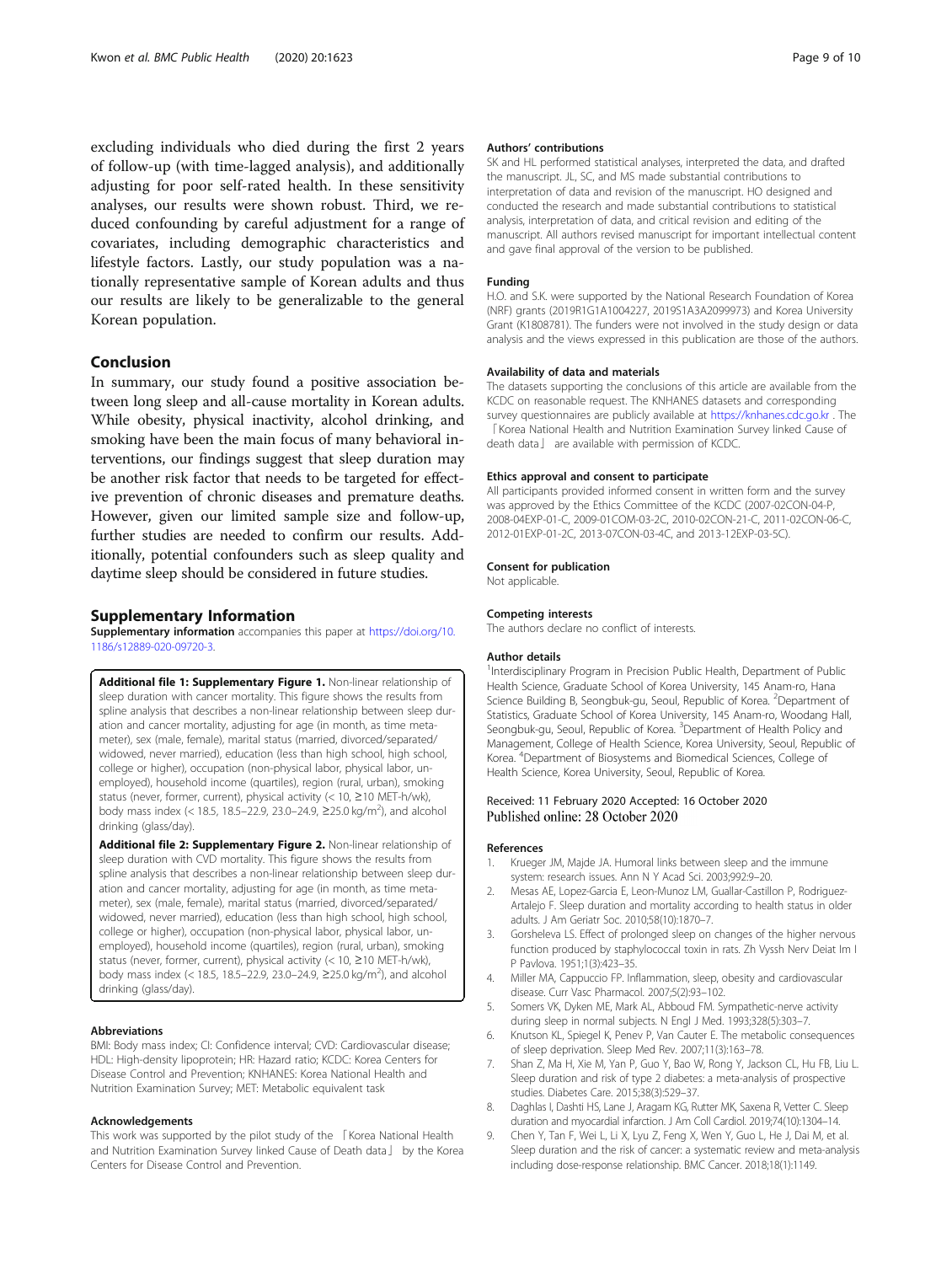excluding individuals who died during the first 2 years of follow-up (with time-lagged analysis), and additionally adjusting for poor self-rated health. In these sensitivity analyses, our results were shown robust. Third, we reduced confounding by careful adjustment for a range of covariates, including demographic characteristics and lifestyle factors. Lastly, our study population was a nationally representative sample of Korean adults and thus our results are likely to be generalizable to the general Korean population.

## Conclusion

In summary, our study found a positive association between long sleep and all-cause mortality in Korean adults. While obesity, physical inactivity, alcohol drinking, and smoking have been the main focus of many behavioral interventions, our findings suggest that sleep duration may be another risk factor that needs to be targeted for effective prevention of chronic diseases and premature deaths. However, given our limited sample size and follow-up, further studies are needed to confirm our results. Additionally, potential confounders such as sleep quality and daytime sleep should be considered in future studies.

## Supplementary Information

**Supplementary information** accompanies this paper at https://doi.org/10.1186/s12889-020-09720-3.

**Additional file 1: Supplementary Figure 1.** Non-linear relationship of sleep duration with cancer mortality. This figure shows the results from spline analysis that describes a non-linear relationship between sleep duration and cancer mortality, adjusting for age (in month, as time metameter), sex (male, female), marital status (married, divorced/separated/widowed, never married), education (less than high school, high school, college or higher), occupation (non-physical labor, physical labor, unemployed), household income (quartiles), region (rural, urban), smoking status (never, former, current), physical activity (< 10, ≥10 MET-h/wk), body mass index (< 18.5, 18.5–22.9, 23.0–24.9, ≥25.0 kg/m$^2$), and alcohol drinking (glass/day).

**Additional file 2: Supplementary Figure 2.** Non-linear relationship of sleep duration with CVD mortality. This figure shows the results from spline analysis that describes a non-linear relationship between sleep duration and cancer mortality, adjusting for age (in month, as time metameter), sex (male, female), marital status (married, divorced/separated/widowed, never married), education (less than high school, high school, college or higher), occupation (non-physical labor, physical labor, unemployed), household income (quartiles), region (rural, urban), smoking status (never, former, current), physical activity (< 10, ≥10 MET-h/wk), body mass index (< 18.5, 18.5–22.9, 23.0–24.9, ≥25.0 kg/m$^2$), and alcohol drinking (glass/day).

### Abbreviations

BMI: Body mass index; CI: Confidence interval; CVD: Cardiovascular disease; HDL: High-density lipoprotein; HR: Hazard ratio; KCDC: Korea Centers for Disease Control and Prevention; KNHANES: Korea National Health and Nutrition Examination Survey; MET: Metabolic equivalent task

### Acknowledgements

This work was supported by the pilot study of the 「Korea National Health and Nutrition Examination Survey linked Cause of Death data」 by the Korea Centers for Disease Control and Prevention.

### Authors' contributions

SK and HL performed statistical analyses, interpreted the data, and drafted the manuscript. JL, SC, and MS made substantial contributions to interpretation of data and revision of the manuscript. HO designed and conducted the research and made substantial contributions to statistical analysis, interpretation of data, and critical revision and editing of the manuscript. All authors revised manuscript for important intellectual content and gave final approval of the version to be published.

### Funding

H.O. and S.K. were supported by the National Research Foundation of Korea (NRF) grants (2019R1G1A1004227, 2019S1A3A2099973) and Korea University Grant (K1808781). The funders were not involved in the study design or data analysis and the views expressed in this publication are those of the authors.

### Availability of data and materials

The datasets supporting the conclusions of this article are available from the KCDC on reasonable request. The KNHANES datasets and corresponding survey questionnaires are publicly available at https://knhanes.cdc.go.kr . The 「Korea National Health and Nutrition Examination Survey linked Cause of death data」 are available with permission of KCDC.

### Ethics approval and consent to participate

All participants provided informed consent in written form and the survey was approved by the Ethics Committee of the KCDC (2007-02CON-04-P, 2008-04EXP-01-C, 2009-01COM-03-2C, 2010-02CON-21-C, 2011-02CON-06-C, 2012-01EXP-01-2C, 2013-07CON-03-4C, and 2013-12EXP-03-5C).

### Consent for publication

Not applicable.

### Competing interests

The authors declare no conflict of interests.

### Author details

[1]Interdisciplinary Program in Precision Public Health, Department of Public Health Science, Graduate School of Korea University, 145 Anam-ro, Hana Science Building B, Seongbuk-gu, Seoul, Republic of Korea. [2]Department of Statistics, Graduate School of Korea University, 145 Anam-ro, Woodang Hall, Seongbuk-gu, Seoul, Republic of Korea. [3]Department of Health Policy and Management, College of Health Science, Korea University, Seoul, Republic of Korea. [4]Department of Biosystems and Biomedical Sciences, College of Health Science, Korea University, Seoul, Republic of Korea.

Received: 11 February 2020 Accepted: 16 October 2020
Published online: 28 October 2020

### References

1. Krueger JM, Majde JA. Humoral links between sleep and the immune system: research issues. Ann N Y Acad Sci. 2003;992:9–20.
2. Mesas AE, Lopez-Garcia E, Leon-Munoz LM, Guallar-Castillon P, Rodriguez-Artalejo F. Sleep duration and mortality according to health status in older adults. J Am Geriatr Soc. 2010;58(10):1870–7.
3. Gorsheleva LS. Effect of prolonged sleep on changes of the higher nervous function produced by staphylococcal toxin in rats. Zh Vyssh Nerv Deiat Im I P Pavlova. 1951;1(3):423–35.
4. Miller MA, Cappuccio FP. Inflammation, sleep, obesity and cardiovascular disease. Curr Vasc Pharmacol. 2007;5(2):93–102.
5. Somers VK, Dyken ME, Mark AL, Abboud FM. Sympathetic-nerve activity during sleep in normal subjects. N Engl J Med. 1993;328(5):303–7.
6. Knutson KL, Spiegel K, Penev P, Van Cauter E. The metabolic consequences of sleep deprivation. Sleep Med Rev. 2007;11(3):163–78.
7. Shan Z, Ma H, Xie M, Yan P, Guo Y, Bao W, Rong Y, Jackson CL, Hu FB, Liu L. Sleep duration and risk of type 2 diabetes: a meta-analysis of prospective studies. Diabetes Care. 2015;38(3):529–37.
8. Daghlas I, Dashti HS, Lane J, Aragam KG, Rutter MK, Saxena R, Vetter C. Sleep duration and myocardial infarction. J Am Coll Cardiol. 2019;74(10):1304–14.
9. Chen Y, Tan F, Wei L, Li X, Lyu Z, Feng X, Wen Y, Guo L, He J, Dai M, et al. Sleep duration and the risk of cancer: a systematic review and meta-analysis including dose-response relationship. BMC Cancer. 2018;18(1):1149.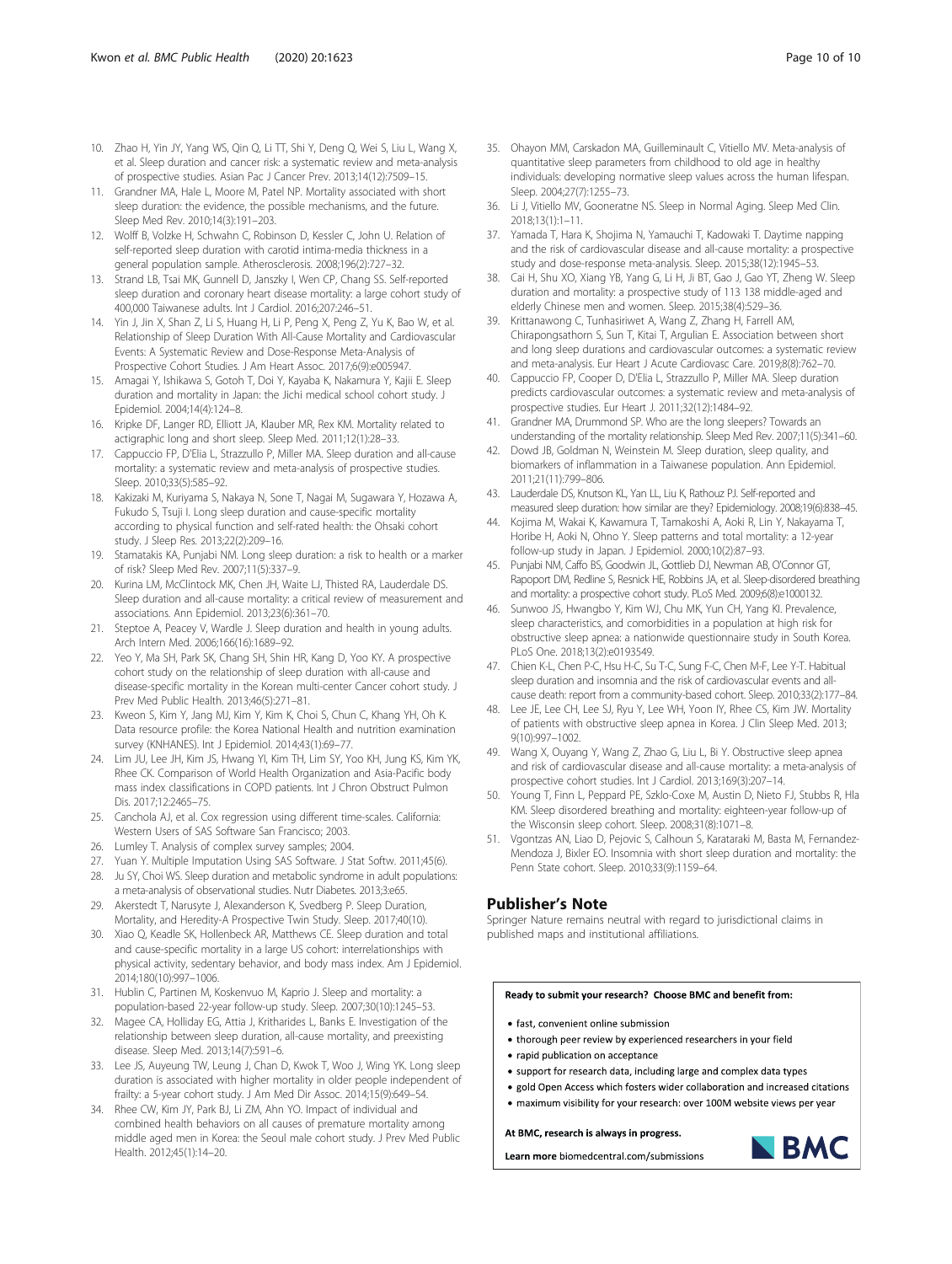10. Zhao H, Yin JY, Yang WS, Qin Q, Li TT, Shi Y, Deng Q, Wei S, Liu L, Wang X, et al. Sleep duration and cancer risk: a systematic review and meta-analysis of prospective studies. Asian Pac J Cancer Prev. 2013;14(12):7509–15.
11. Grandner MA, Hale L, Moore M, Patel NP. Mortality associated with short sleep duration: the evidence, the possible mechanisms, and the future. Sleep Med Rev. 2010;14(3):191–203.
12. Wolff B, Volzke H, Schwahn C, Robinson D, Kessler C, John U. Relation of self-reported sleep duration with carotid intima-media thickness in a general population sample. Atherosclerosis. 2008;196(2):727–32.
13. Strand LB, Tsai MK, Gunnell D, Janszky I, Wen CP, Chang SS. Self-reported sleep duration and coronary heart disease mortality: a large cohort study of 400,000 Taiwanese adults. Int J Cardiol. 2016;207:246–51.
14. Yin J, Jin X, Shan Z, Li S, Huang H, Li P, Peng X, Peng Z, Yu K, Bao W, et al. Relationship of Sleep Duration With All-Cause Mortality and Cardiovascular Events: A Systematic Review and Dose-Response Meta-Analysis of Prospective Cohort Studies. J Am Heart Assoc. 2017;6(9):e005947.
15. Amagai Y, Ishikawa S, Gotoh T, Doi Y, Kayaba K, Nakamura Y, Kajii E. Sleep duration and mortality in Japan: the Jichi medical school cohort study. J Epidemiol. 2004;14(4):124–8.
16. Kripke DF, Langer RD, Elliott JA, Klauber MR, Rex KM. Mortality related to actigraphic long and short sleep. Sleep Med. 2011;12(1):28–33.
17. Cappuccio FP, D'Elia L, Strazzullo P, Miller MA. Sleep duration and all-cause mortality: a systematic review and meta-analysis of prospective studies. Sleep. 2010;33(5):585–92.
18. Kakizaki M, Kuriyama S, Nakaya N, Sone T, Nagai M, Sugawara Y, Hozawa A, Fukudo S, Tsuji I. Long sleep duration and cause-specific mortality according to physical function and self-rated health: the Ohsaki cohort study. J Sleep Res. 2013;22(2):209–16.
19. Stamatakis KA, Punjabi NM. Long sleep duration: a risk to health or a marker of risk? Sleep Med Rev. 2007;11(5):337–9.
20. Kurina LM, McClintock MK, Chen JH, Waite LJ, Thisted RA, Lauderdale DS. Sleep duration and all-cause mortality: a critical review of measurement and associations. Ann Epidemiol. 2013;23(6):361–70.
21. Steptoe A, Peacey V, Wardle J. Sleep duration and health in young adults. Arch Intern Med. 2006;166(16):1689–92.
22. Yeo Y, Ma SH, Park SK, Chang SH, Shin HR, Kang D, Yoo KY. A prospective cohort study on the relationship of sleep duration with all-cause and disease-specific mortality in the Korean multi-center Cancer cohort study. J Prev Med Public Health. 2013;46(5):271–81.
23. Kweon S, Kim Y, Jang MJ, Kim Y, Kim K, Choi S, Chun C, Khang YH, Oh K. Data resource profile: the Korea National Health and nutrition examination survey (KNHANES). Int J Epidemiol. 2014;43(1):69–77.
24. Lim JU, Lee JH, Kim JS, Hwang YI, Kim TH, Lim SY, Yoo KH, Jung KS, Kim YK, Rhee CK. Comparison of World Health Organization and Asia-Pacific body mass index classifications in COPD patients. Int J Chron Obstruct Pulmon Dis. 2017;12:2465–75.
25. Canchola AJ, et al. Cox regression using different time-scales. California: Western Users of SAS Software San Francisco; 2003.
26. Lumley T. Analysis of complex survey samples; 2004.
27. Yuan Y. Multiple Imputation Using SAS Software. J Stat Softw. 2011;45(6).
28. Ju SY, Choi WS. Sleep duration and metabolic syndrome in adult populations: a meta-analysis of observational studies. Nutr Diabetes. 2013;3:e65.
29. Akerstedt T, Narusyte J, Alexanderson K, Svedberg P. Sleep Duration, Mortality, and Heredity-A Prospective Twin Study. Sleep. 2017;40(10).
30. Xiao Q, Keadle SK, Hollenbeck AR, Matthews CE. Sleep duration and total and cause-specific mortality in a large US cohort: interrelationships with physical activity, sedentary behavior, and body mass index. Am J Epidemiol. 2014;180(10):997–1006.
31. Hublin C, Partinen M, Koskenvuo M, Kaprio J. Sleep and mortality: a population-based 22-year follow-up study. Sleep. 2007;30(10):1245–53.
32. Magee CA, Holliday EG, Attia J, Kritharides L, Banks E. Investigation of the relationship between sleep duration, all-cause mortality, and preexisting disease. Sleep Med. 2013;14(7):591–6.
33. Lee JS, Auyeung TW, Leung J, Chan D, Kwok T, Woo J, Wing YK. Long sleep duration is associated with higher mortality in older people independent of frailty: a 5-year cohort study. J Am Med Dir Assoc. 2014;15(9):649–54.
34. Rhee CW, Kim JY, Park BJ, Li ZM, Ahn YO. Impact of individual and combined health behaviors on all causes of premature mortality among middle aged men in Korea: the Seoul male cohort study. J Prev Med Public Health. 2012;45(1):14–20.
35. Ohayon MM, Carskadon MA, Guilleminault C, Vitiello MV. Meta-analysis of quantitative sleep parameters from childhood to old age in healthy individuals: developing normative sleep values across the human lifespan. Sleep. 2004;27(7):1255–73.
36. Li J, Vitiello MV, Gooneratne NS. Sleep in Normal Aging. Sleep Med Clin. 2018;13(1):1–11.
37. Yamada T, Hara K, Shojima N, Yamauchi T, Kadowaki T. Daytime napping and the risk of cardiovascular disease and all-cause mortality: a prospective study and dose-response meta-analysis. Sleep. 2015;38(12):1945–53.
38. Cai H, Shu XO, Xiang YB, Yang G, Li H, Ji BT, Gao J, Gao YT, Zheng W. Sleep duration and mortality: a prospective study of 113 138 middle-aged and elderly Chinese men and women. Sleep. 2015;38(4):529–36.
39. Krittanawong C, Tunhasiriwet A, Wang Z, Zhang H, Farrell AM, Chirapongsathorn S, Sun T, Kitai T, Argulian E. Association between short and long sleep durations and cardiovascular outcomes: a systematic review and meta-analysis. Eur Heart J Acute Cardiovasc Care. 2019;8(8):762–70.
40. Cappuccio FP, Cooper D, D'Elia L, Strazzullo P, Miller MA. Sleep duration predicts cardiovascular outcomes: a systematic review and meta-analysis of prospective studies. Eur Heart J. 2011;32(12):1484–92.
41. Grandner MA, Drummond SP. Who are the long sleepers? Towards an understanding of the mortality relationship. Sleep Med Rev. 2007;11(5):341–60.
42. Dowd JB, Goldman N, Weinstein M. Sleep duration, sleep quality, and biomarkers of inflammation in a Taiwanese population. Ann Epidemiol. 2011;21(11):799–806.
43. Lauderdale DS, Knutson KL, Yan LL, Liu K, Rathouz PJ. Self-reported and measured sleep duration: how similar are they? Epidemiology. 2008;19(6):838–45.
44. Kojima M, Wakai K, Kawamura T, Tamakoshi A, Aoki R, Lin Y, Nakayama T, Horibe H, Aoki N, Ohno Y. Sleep patterns and total mortality: a 12-year follow-up study in Japan. J Epidemiol. 2000;10(2):87–93.
45. Punjabi NM, Caffo BS, Goodwin JL, Gottlieb DJ, Newman AB, O'Connor GT, Rapoport DM, Redline S, Resnick HE, Robbins JA, et al. Sleep-disordered breathing and mortality: a prospective cohort study. PLoS Med. 2009;6(8):e1000132.
46. Sunwoo JS, Hwangbo Y, Kim WJ, Chu MK, Yun CH, Yang KI. Prevalence, sleep characteristics, and comorbidities in a population at high risk for obstructive sleep apnea: a nationwide questionnaire study in South Korea. PLoS One. 2018;13(2):e0193549.
47. Chien K-L, Chen P-C, Hsu H-C, Su T-C, Sung F-C, Chen M-F, Lee Y-T. Habitual sleep duration and insomnia and the risk of cardiovascular events and all-cause death: report from a community-based cohort. Sleep. 2010;33(2):177–84.
48. Lee JE, Lee CH, Lee SJ, Ryu Y, Lee WH, Yoon IY, Rhee CS, Kim JW. Mortality of patients with obstructive sleep apnea in Korea. J Clin Sleep Med. 2013; 9(10):997–1002.
49. Wang X, Ouyang Y, Wang Z, Zhao G, Liu L, Bi Y. Obstructive sleep apnea and risk of cardiovascular disease and all-cause mortality: a meta-analysis of prospective cohort studies. Int J Cardiol. 2013;169(3):207–14.
50. Young T, Finn L, Peppard PE, Szklo-Coxe M, Austin D, Nieto FJ, Stubbs R, Hla KM. Sleep disordered breathing and mortality: eighteen-year follow-up of the Wisconsin sleep cohort. Sleep. 2008;31(8):1071–8.
51. Vgontzas AN, Liao D, Pejovic S, Calhoun S, Karataraki M, Basta M, Fernandez-Mendoza J, Bixler EO. Insomnia with short sleep duration and mortality: the Penn State cohort. Sleep. 2010;33(9):1159–64.

## Publisher's Note

Springer Nature remains neutral with regard to jurisdictional claims in published maps and institutional affiliations.

**Ready to submit your research? Choose BMC and benefit from:**

- fast, convenient online submission
- thorough peer review by experienced researchers in your field
- rapid publication on acceptance
- support for research data, including large and complex data types
- gold Open Access which fosters wider collaboration and increased citations
- maximum visibility for your research: over 100M website views per year

**At BMC, research is always in progress.**

**Learn more** biomedcentral.com/submissions

BMC